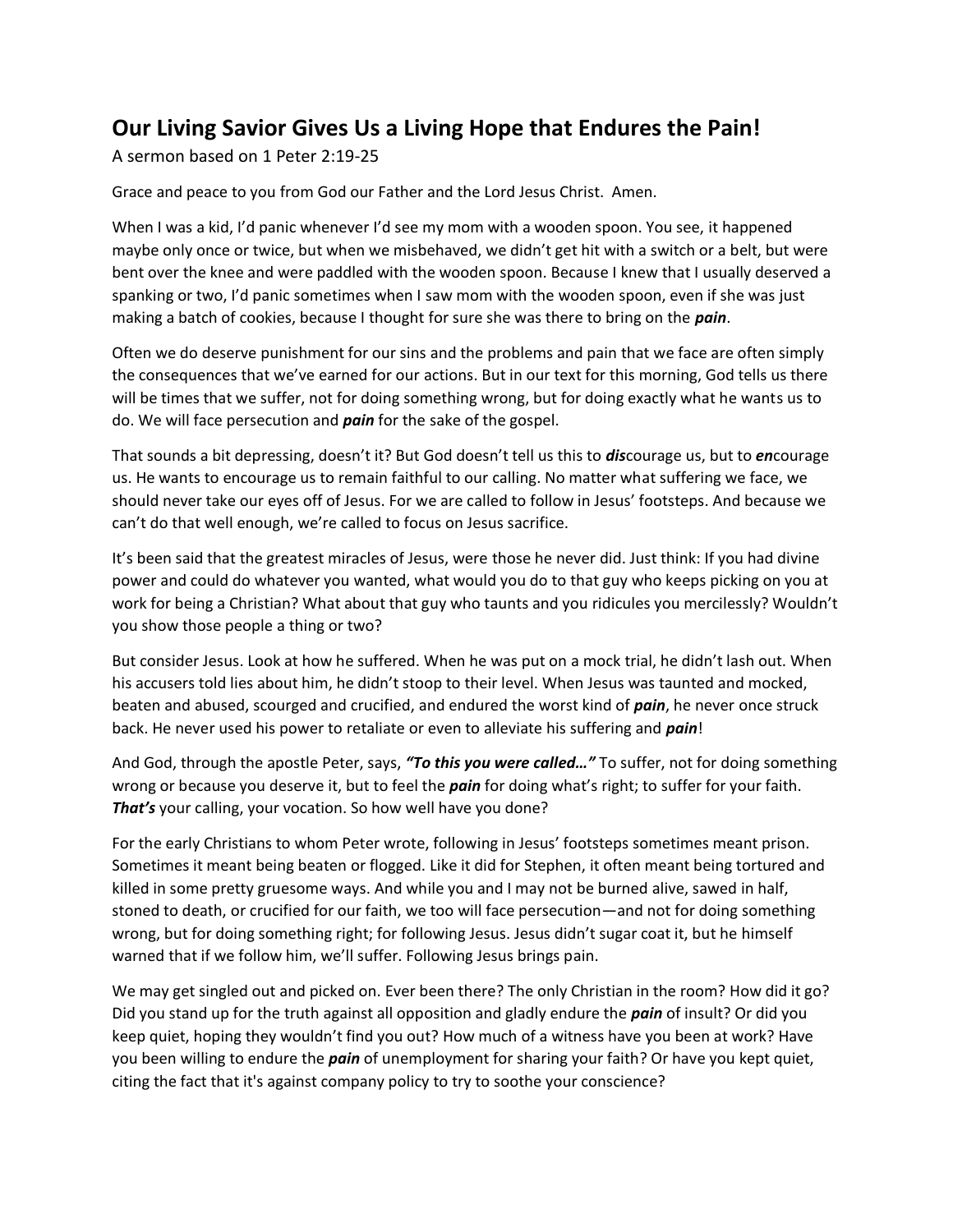# Our Living Savior Gives Us a Living Hope that Endures the Pain!

A sermon based on 1 Peter 2:19-25

Grace and peace to you from God our Father and the Lord Jesus Christ. Amen.

When I was a kid, I'd panic whenever I'd see my mom with a wooden spoon. You see, it happened maybe only once or twice, but when we misbehaved, we didn't get hit with a switch or a belt, but were bent over the knee and were paddled with the wooden spoon. Because I knew that I usually deserved a spanking or two, I'd panic sometimes when I saw mom with the wooden spoon, even if she was just making a batch of cookies, because I thought for sure she was there to bring on the ***pain***.

Often we do deserve punishment for our sins and the problems and pain that we face are often simply the consequences that we've earned for our actions. But in our text for this morning, God tells us there will be times that we suffer, not for doing something wrong, but for doing exactly what he wants us to do. We will face persecution and ***pain*** for the sake of the gospel.

That sounds a bit depressing, doesn't it? But God doesn't tell us this to ***dis***courage us, but to ***en***courage us. He wants to encourage us to remain faithful to our calling. No matter what suffering we face, we should never take our eyes off of Jesus. For we are called to follow in Jesus' footsteps. And because we can't do that well enough, we're called to focus on Jesus sacrifice.

It's been said that the greatest miracles of Jesus, were those he never did. Just think: If you had divine power and could do whatever you wanted, what would you do to that guy who keeps picking on you at work for being a Christian? What about that guy who taunts and you ridicules you mercilessly? Wouldn't you show those people a thing or two?

But consider Jesus. Look at how he suffered. When he was put on a mock trial, he didn't lash out. When his accusers told lies about him, he didn't stoop to their level. When Jesus was taunted and mocked, beaten and abused, scourged and crucified, and endured the worst kind of ***pain***, he never once struck back. He never used his power to retaliate or even to alleviate his suffering and ***pain***!

And God, through the apostle Peter, says, ***"To this you were called…"*** To suffer, not for doing something wrong or because you deserve it, but to feel the ***pain*** for doing what's right; to suffer for your faith. ***That's*** your calling, your vocation. So how well have you done?

For the early Christians to whom Peter wrote, following in Jesus' footsteps sometimes meant prison. Sometimes it meant being beaten or flogged. Like it did for Stephen, it often meant being tortured and killed in some pretty gruesome ways. And while you and I may not be burned alive, sawed in half, stoned to death, or crucified for our faith, we too will face persecution—and not for doing something wrong, but for doing something right; for following Jesus. Jesus didn't sugar coat it, but he himself warned that if we follow him, we'll suffer. Following Jesus brings pain.

We may get singled out and picked on. Ever been there? The only Christian in the room? How did it go? Did you stand up for the truth against all opposition and gladly endure the ***pain*** of insult? Or did you keep quiet, hoping they wouldn't find you out? How much of a witness have you been at work? Have you been willing to endure the ***pain*** of unemployment for sharing your faith? Or have you kept quiet, citing the fact that it's against company policy to try to soothe your conscience?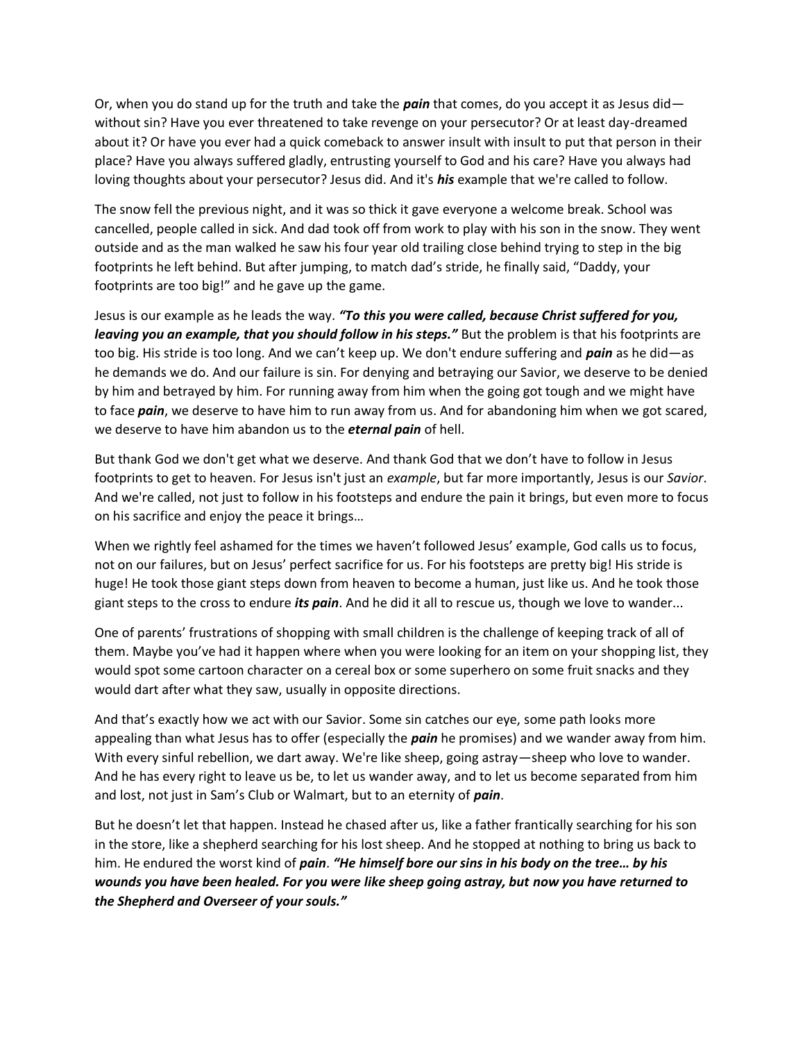Or, when you do stand up for the truth and take the ***pain*** that comes, do you accept it as Jesus did—without sin? Have you ever threatened to take revenge on your persecutor? Or at least day-dreamed about it? Or have you ever had a quick comeback to answer insult with insult to put that person in their place? Have you always suffered gladly, entrusting yourself to God and his care? Have you always had loving thoughts about your persecutor? Jesus did. And it's ***his*** example that we're called to follow.

The snow fell the previous night, and it was so thick it gave everyone a welcome break. School was cancelled, people called in sick. And dad took off from work to play with his son in the snow. They went outside and as the man walked he saw his four year old trailing close behind trying to step in the big footprints he left behind. But after jumping, to match dad's stride, he finally said, "Daddy, your footprints are too big!" and he gave up the game.

Jesus is our example as he leads the way. ***"To this you were called, because Christ suffered for you, leaving you an example, that you should follow in his steps."*** But the problem is that his footprints are too big. His stride is too long. And we can't keep up. We don't endure suffering and ***pain*** as he did—as he demands we do. And our failure is sin. For denying and betraying our Savior, we deserve to be denied by him and betrayed by him. For running away from him when the going got tough and we might have to face ***pain***, we deserve to have him to run away from us. And for abandoning him when we got scared, we deserve to have him abandon us to the ***eternal pain*** of hell.

But thank God we don't get what we deserve. And thank God that we don't have to follow in Jesus footprints to get to heaven. For Jesus isn't just an *example*, but far more importantly, Jesus is our *Savior*. And we're called, not just to follow in his footsteps and endure the pain it brings, but even more to focus on his sacrifice and enjoy the peace it brings…

When we rightly feel ashamed for the times we haven't followed Jesus' example, God calls us to focus, not on our failures, but on Jesus' perfect sacrifice for us. For his footsteps are pretty big! His stride is huge! He took those giant steps down from heaven to become a human, just like us. And he took those giant steps to the cross to endure ***its pain***. And he did it all to rescue us, though we love to wander...

One of parents' frustrations of shopping with small children is the challenge of keeping track of all of them. Maybe you've had it happen where when you were looking for an item on your shopping list, they would spot some cartoon character on a cereal box or some superhero on some fruit snacks and they would dart after what they saw, usually in opposite directions.

And that's exactly how we act with our Savior. Some sin catches our eye, some path looks more appealing than what Jesus has to offer (especially the ***pain*** he promises) and we wander away from him. With every sinful rebellion, we dart away. We're like sheep, going astray—sheep who love to wander. And he has every right to leave us be, to let us wander away, and to let us become separated from him and lost, not just in Sam's Club or Walmart, but to an eternity of ***pain***.

But he doesn't let that happen. Instead he chased after us, like a father frantically searching for his son in the store, like a shepherd searching for his lost sheep. And he stopped at nothing to bring us back to him. He endured the worst kind of ***pain***. ***"He himself bore our sins in his body on the tree… by his wounds you have been healed. For you were like sheep going astray, but now you have returned to the Shepherd and Overseer of your souls."***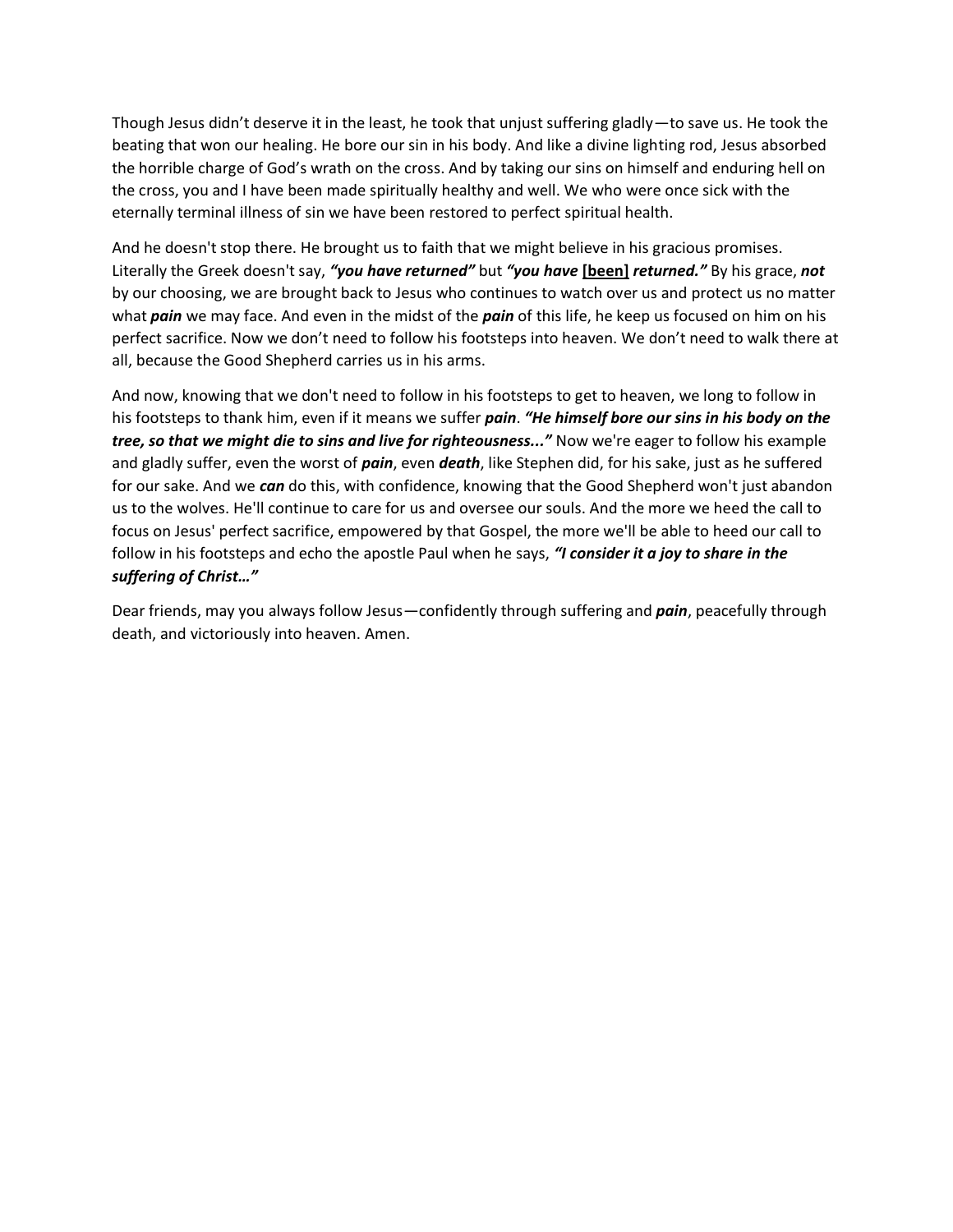Though Jesus didn't deserve it in the least, he took that unjust suffering gladly—to save us. He took the beating that won our healing. He bore our sin in his body. And like a divine lighting rod, Jesus absorbed the horrible charge of God's wrath on the cross. And by taking our sins on himself and enduring hell on the cross, you and I have been made spiritually healthy and well. We who were once sick with the eternally terminal illness of sin we have been restored to perfect spiritual health.

And he doesn't stop there. He brought us to faith that we might believe in his gracious promises. Literally the Greek doesn't say, ***"you have returned"*** but ***"you have <u>[been]</u> returned."*** By his grace, ***not*** by our choosing, we are brought back to Jesus who continues to watch over us and protect us no matter what ***pain*** we may face. And even in the midst of the ***pain*** of this life, he keep us focused on him on his perfect sacrifice. Now we don't need to follow his footsteps into heaven. We don't need to walk there at all, because the Good Shepherd carries us in his arms.

And now, knowing that we don't need to follow in his footsteps to get to heaven, we long to follow in his footsteps to thank him, even if it means we suffer ***pain***. ***"He himself bore our sins in his body on the tree, so that we might die to sins and live for righteousness..."*** Now we're eager to follow his example and gladly suffer, even the worst of ***pain***, even ***death***, like Stephen did, for his sake, just as he suffered for our sake. And we ***can*** do this, with confidence, knowing that the Good Shepherd won't just abandon us to the wolves. He'll continue to care for us and oversee our souls. And the more we heed the call to focus on Jesus' perfect sacrifice, empowered by that Gospel, the more we'll be able to heed our call to follow in his footsteps and echo the apostle Paul when he says, ***"I consider it a joy to share in the suffering of Christ…"***

Dear friends, may you always follow Jesus—confidently through suffering and ***pain***, peacefully through death, and victoriously into heaven. Amen.